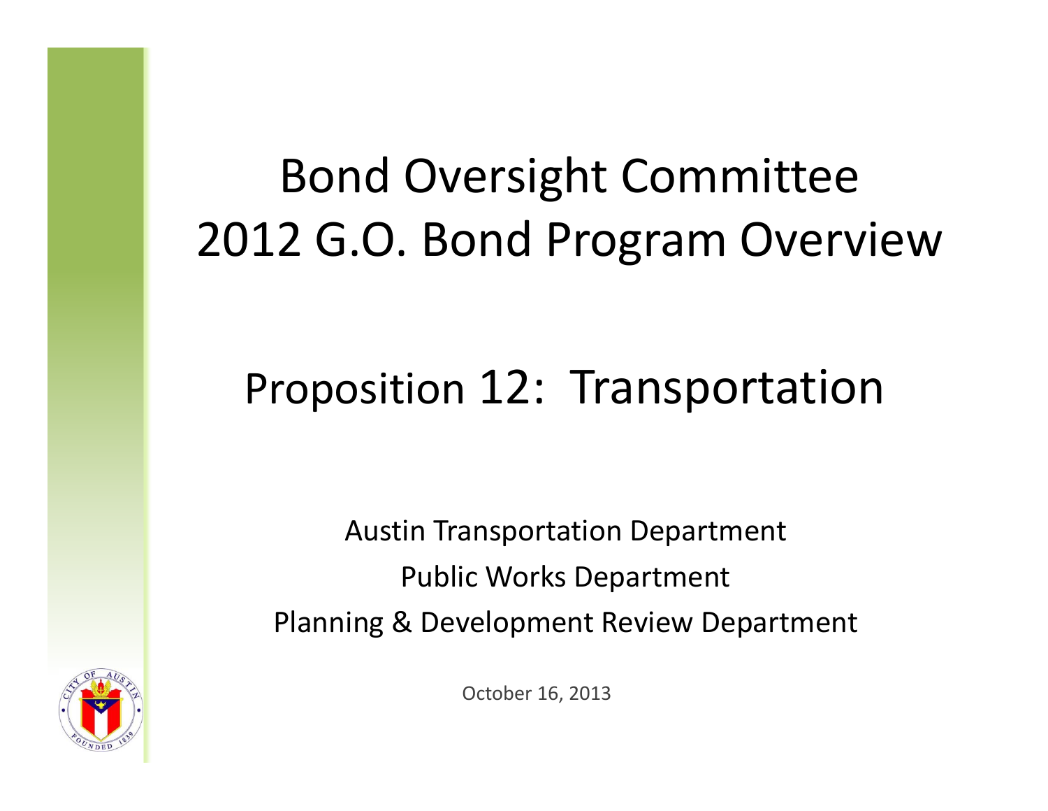# Bond Oversight Committee
# 2012 G.O. Bond Program Overview

## Proposition 12: Transportation

Austin Transportation Department

Public Works Department

Planning & Development Review Department

October 16, 2013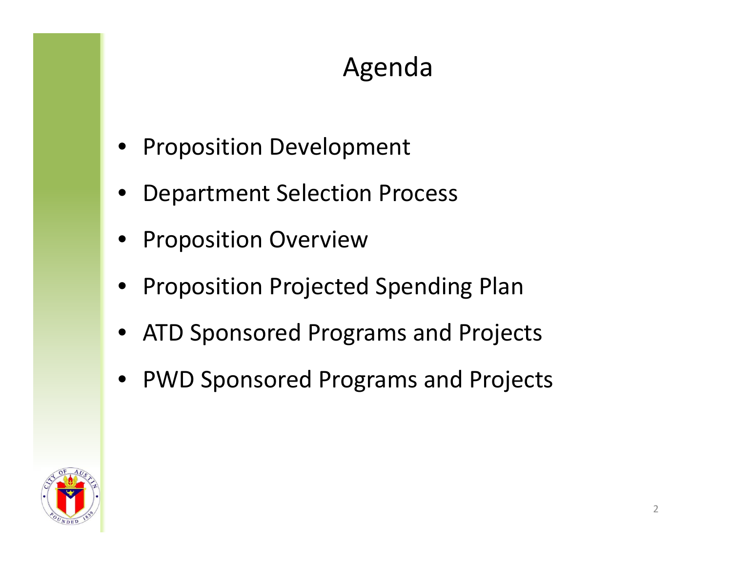# Agenda

- Proposition Development
- Department Selection Process
- Proposition Overview
- Proposition Projected Spending Plan
- ATD Sponsored Programs and Projects
- PWD Sponsored Programs and Projects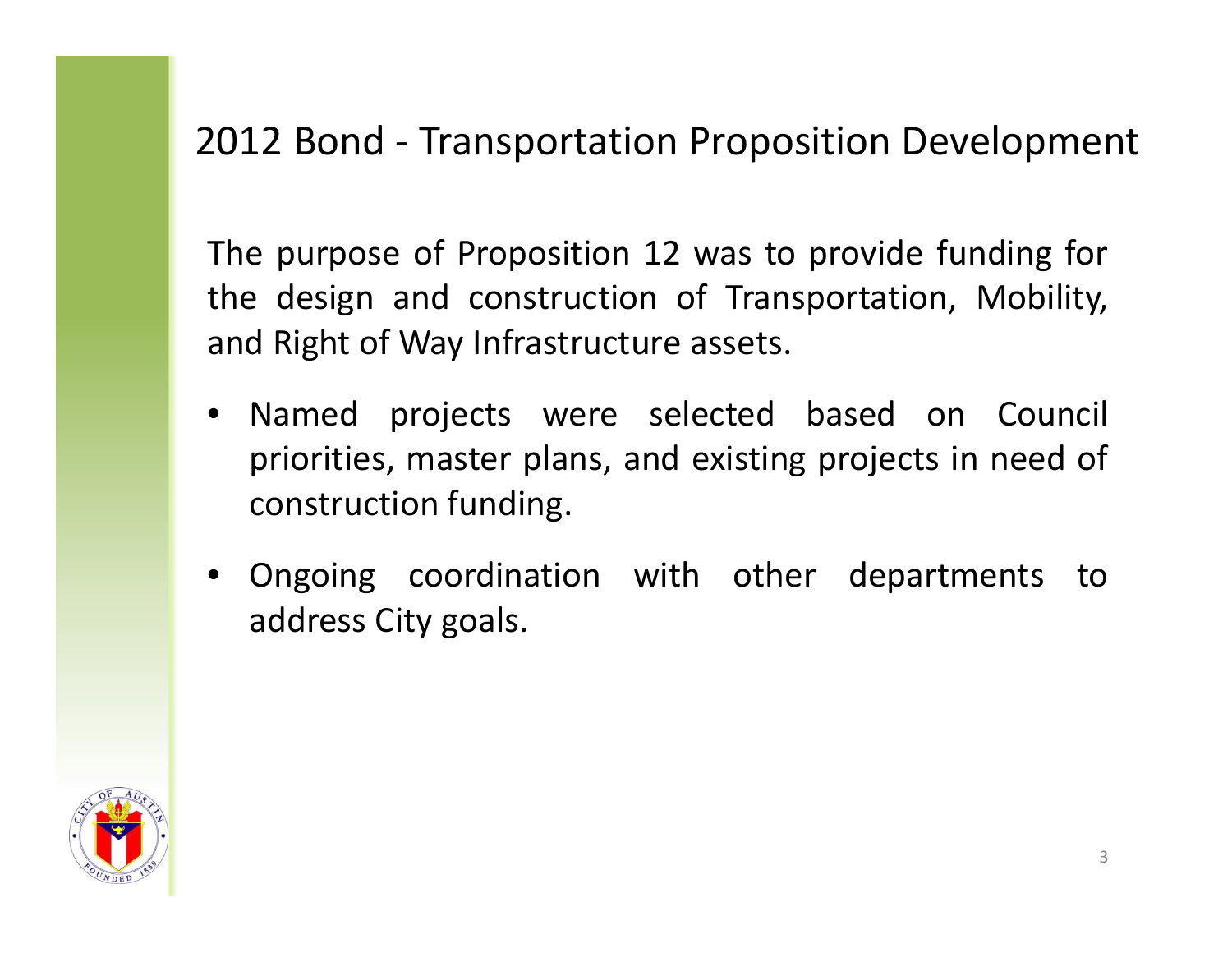# 2012 Bond - Transportation Proposition Development

The purpose of Proposition 12 was to provide funding for the design and construction of Transportation, Mobility, and Right of Way Infrastructure assets.

- Named projects were selected based on Council priorities, master plans, and existing projects in need of construction funding.
- Ongoing coordination with other departments to address City goals.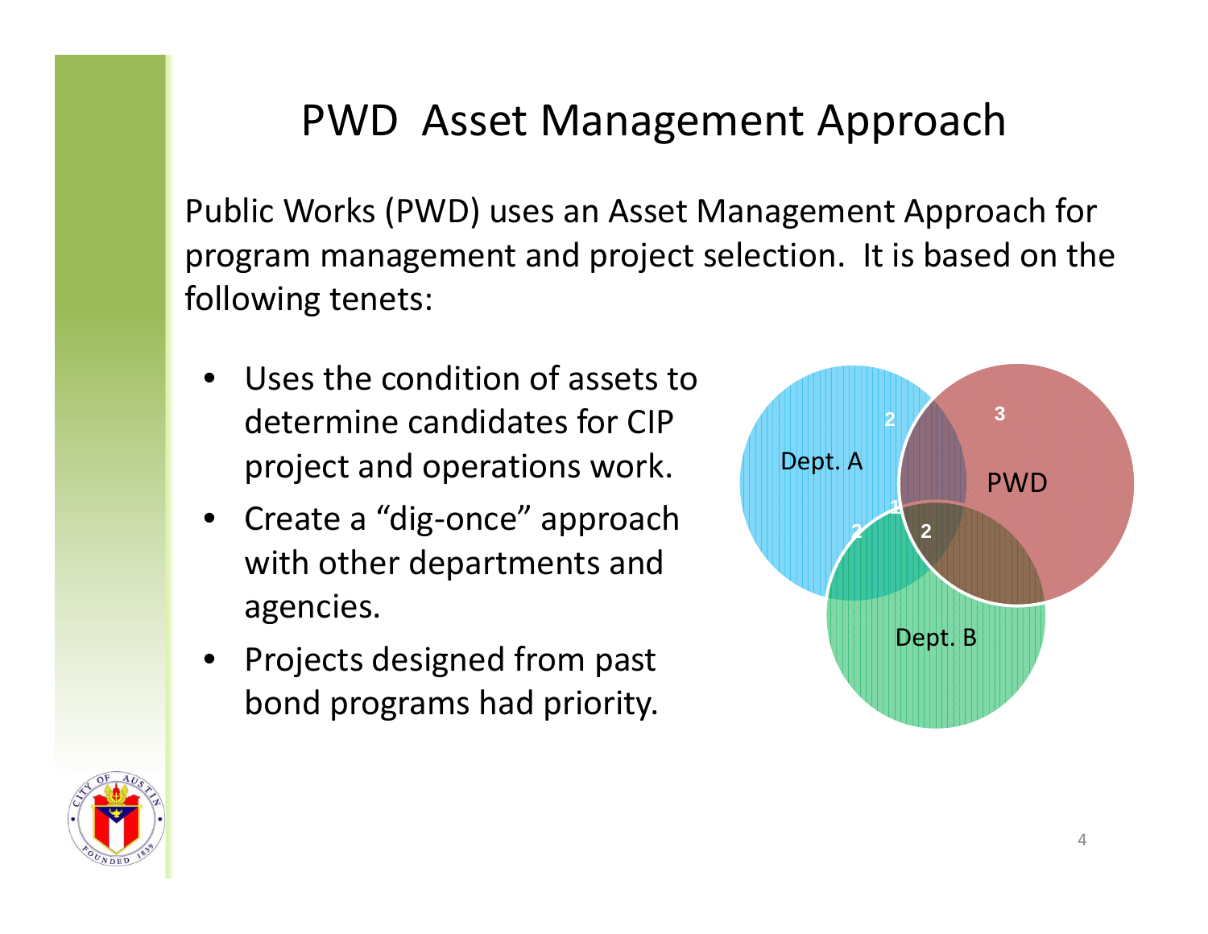# PWD Asset Management Approach

Public Works (PWD) uses an Asset Management Approach for program management and project selection. It is based on the following tenets:

- Uses the condition of assets to determine candidates for CIP project and operations work.
- Create a "dig-once" approach with other departments and agencies.
- Projects designed from past bond programs had priority.

Dept. A

PWD

Dept. B

3

2

2

1

2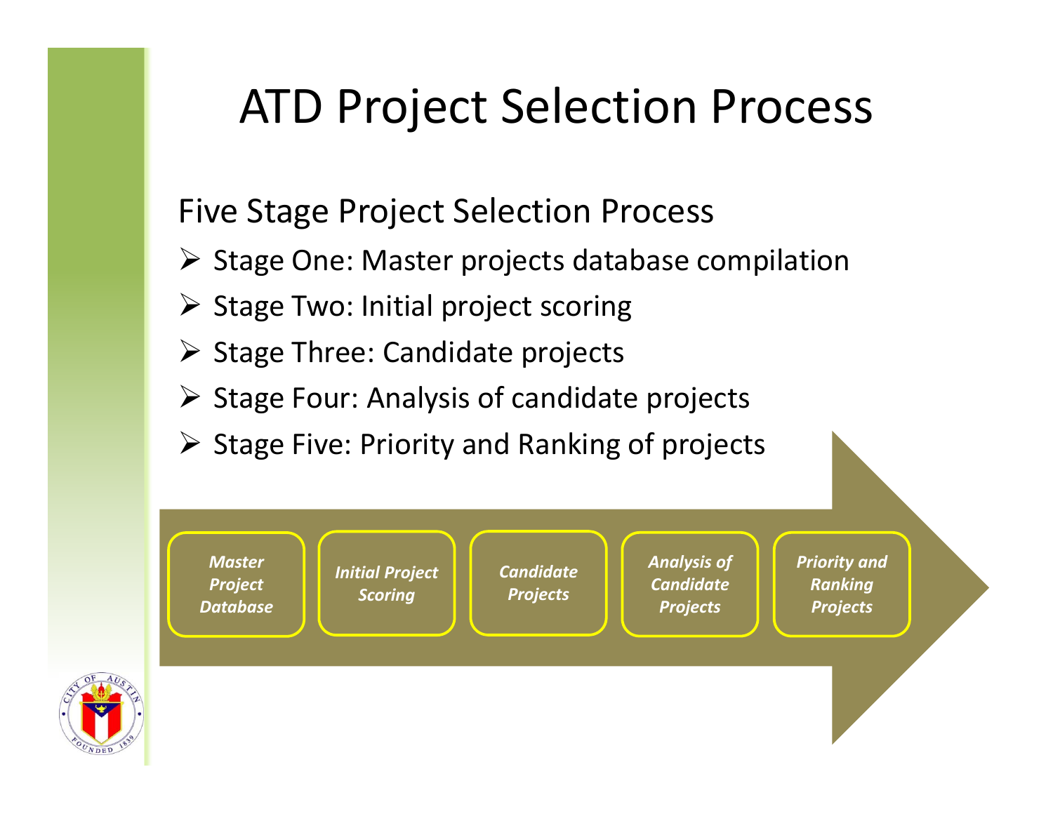# ATD Project Selection Process

Five Stage Project Selection Process

- Stage One: Master projects database compilation
- Stage Two: Initial project scoring
- Stage Three: Candidate projects
- Stage Four: Analysis of candidate projects
- Stage Five: Priority and Ranking of projects

*Master Project Database* → *Initial Project Scoring* → *Candidate Projects* → *Analysis of Candidate Projects* → *Priority and Ranking Projects*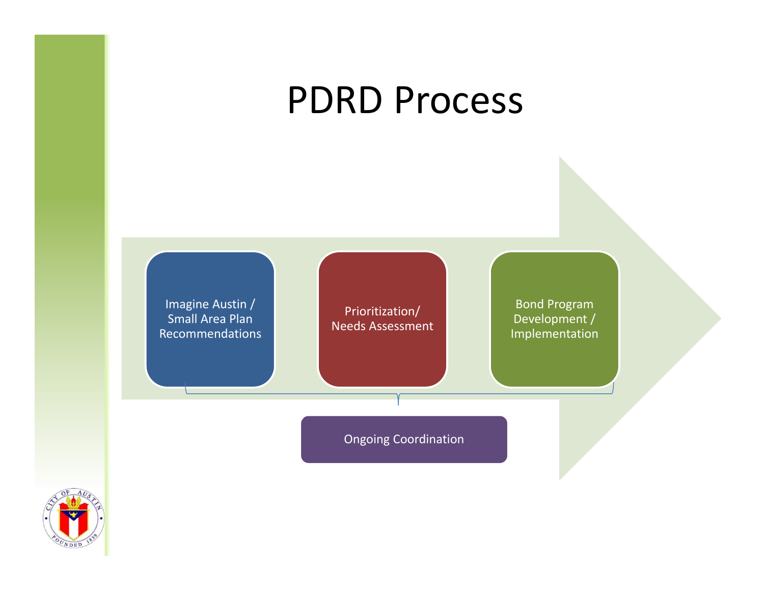# PDRD Process

- Imagine Austin / Small Area Plan Recommendations
- Prioritization/ Needs Assessment
- Bond Program Development / Implementation

Ongoing Coordination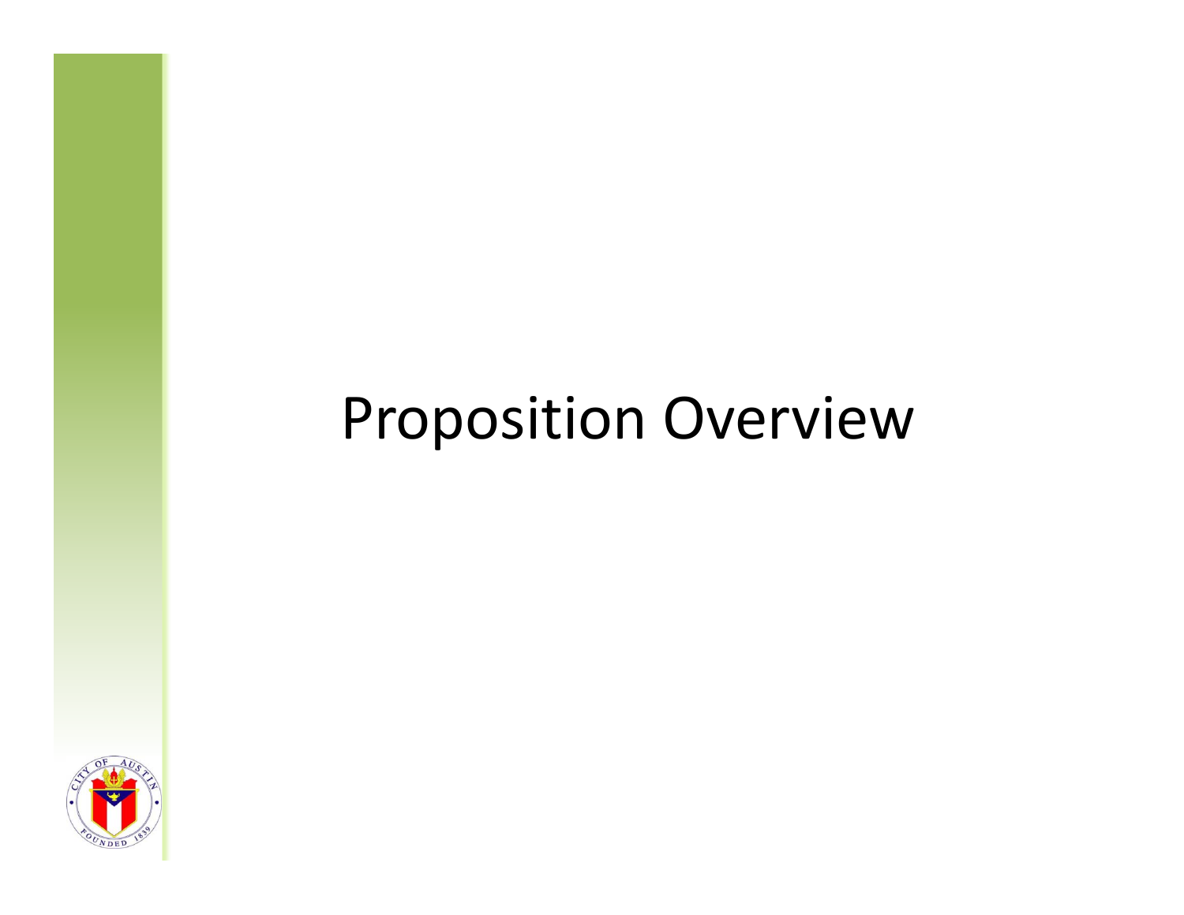# Proposition Overview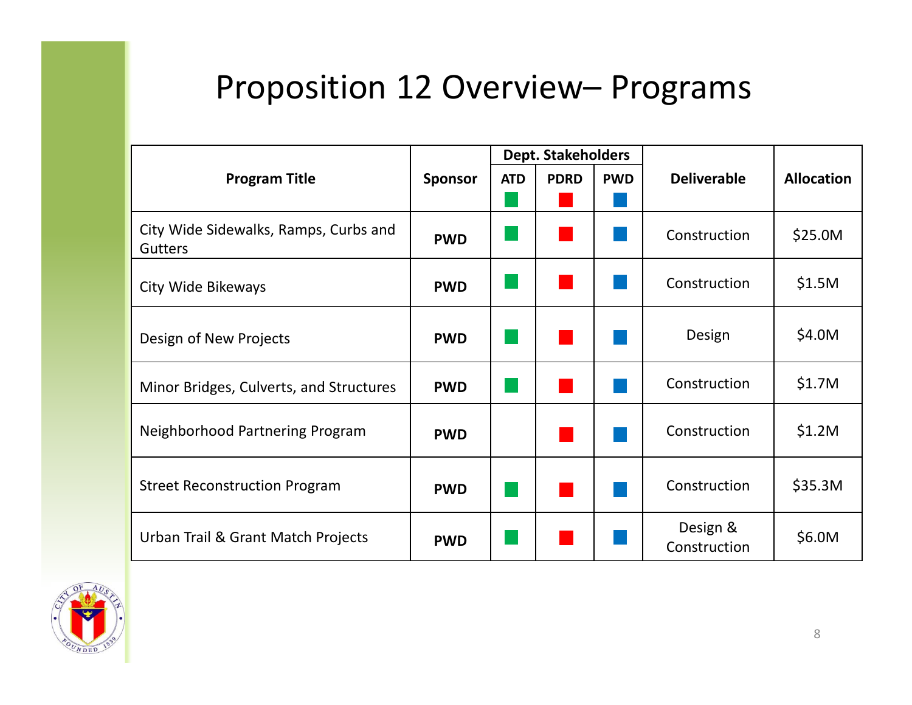# Proposition 12 Overview– Programs

| Program Title | Sponsor | Dept. Stakeholders | | | Deliverable | Allocation |
|---|---|---|---|---|---|---|
| | | ATD ■ | PDRD ■ | PWD ■ | | |
| City Wide Sidewalks, Ramps, Curbs and Gutters | **PWD** | ■ | ■ | ■ | Construction | $25.0M |
| City Wide Bikeways | **PWD** | ■ | ■ | ■ | Construction | $1.5M |
| Design of New Projects | **PWD** | ■ | ■ | ■ | Design | $4.0M |
| Minor Bridges, Culverts, and Structures | **PWD** | ■ | ■ | ■ | Construction | $1.7M |
| Neighborhood Partnering Program | **PWD** | | ■ | ■ | Construction | $1.2M |
| Street Reconstruction Program | **PWD** | ■ | ■ | ■ | Construction | $35.3M |
| Urban Trail & Grant Match Projects | **PWD** | ■ | ■ | ■ | Design & Construction | $6.0M |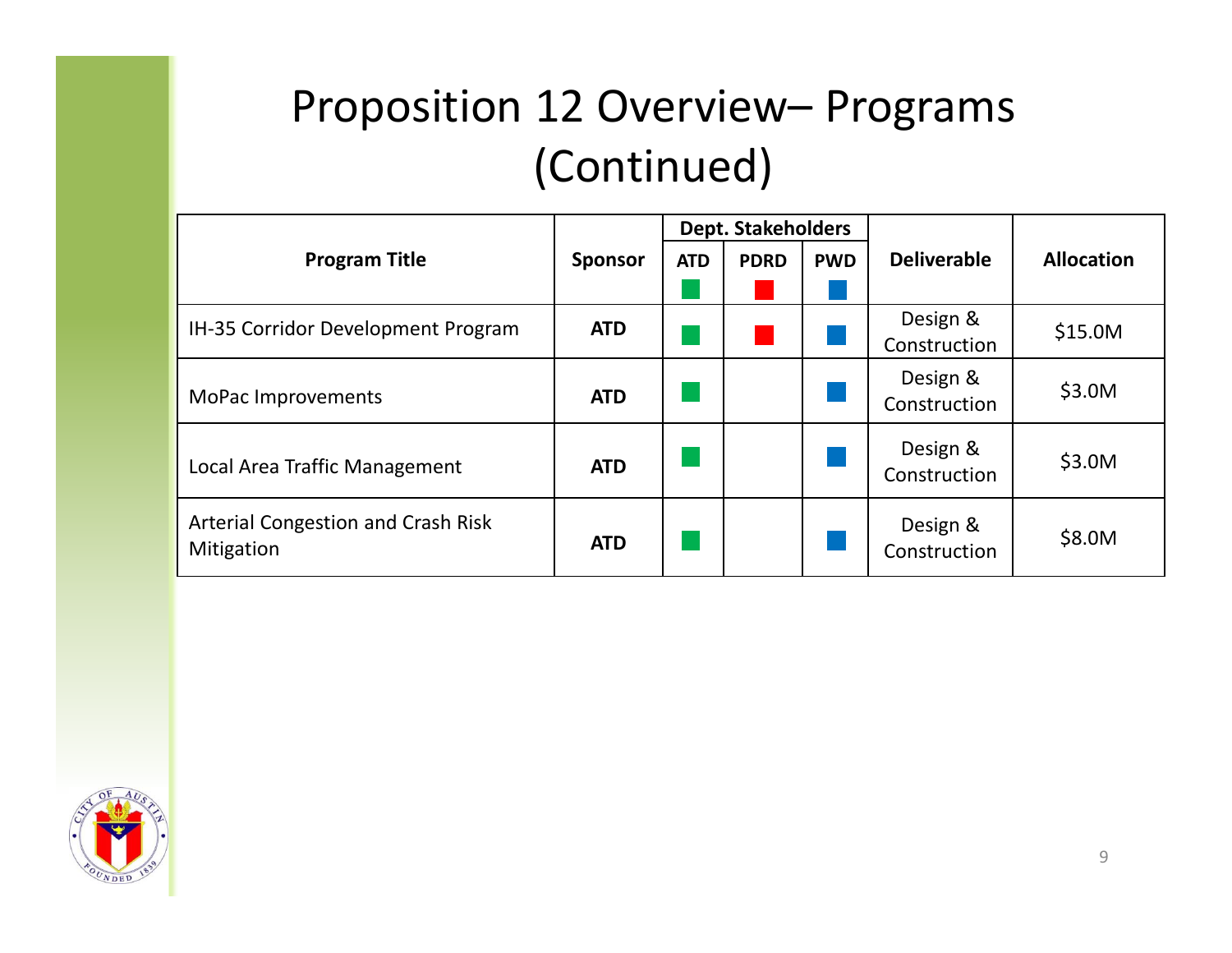# Proposition 12 Overview– Programs (Continued)

| Program Title | Sponsor | Dept. Stakeholders | | | Deliverable | Allocation |
|---|---|---|---|---|---|---|
| | | ATD ■ | PDRD ■ | PWD ■ | | |
| IH-35 Corridor Development Program | **ATD** | ■ | ■ | ■ | Design & Construction | $15.0M |
| MoPac Improvements | **ATD** | ■ | | ■ | Design & Construction | $3.0M |
| Local Area Traffic Management | **ATD** | ■ | | ■ | Design & Construction | $3.0M |
| Arterial Congestion and Crash Risk Mitigation | **ATD** | ■ | | ■ | Design & Construction | $8.0M |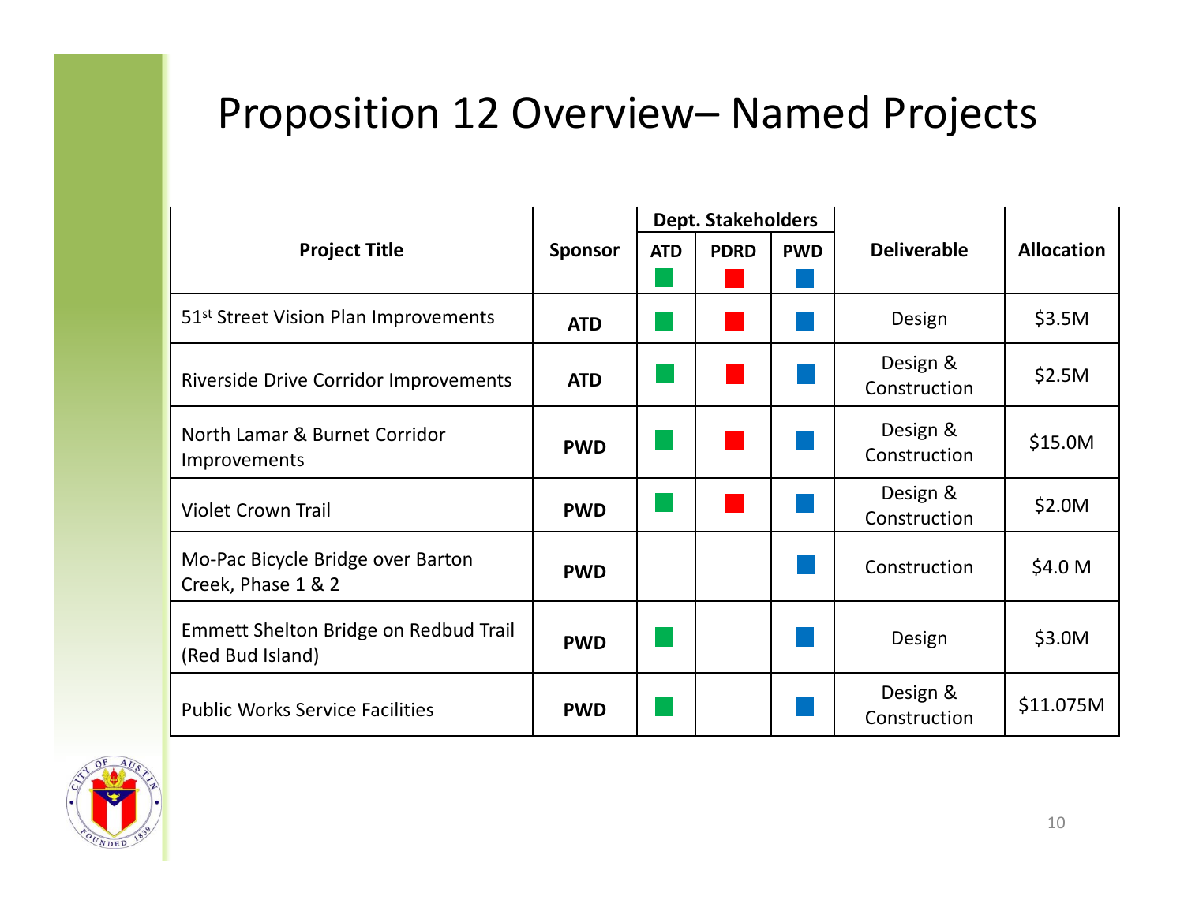# Proposition 12 Overview– Named Projects

| Project Title | Sponsor | Dept. Stakeholders | | | Deliverable | Allocation |
|---|---|---|---|---|---|---|
| | | ATD | PDRD | PWD | | |
| 51st Street Vision Plan Improvements | **ATD** | ■ | ■ | ■ | Design | $3.5M |
| Riverside Drive Corridor Improvements | **ATD** | ■ | ■ | ■ | Design & Construction | $2.5M |
| North Lamar & Burnet Corridor Improvements | **PWD** | ■ | ■ | ■ | Design & Construction | $15.0M |
| Violet Crown Trail | **PWD** | ■ | ■ | ■ | Design & Construction | $2.0M |
| Mo-Pac Bicycle Bridge over Barton Creek, Phase 1 & 2 | **PWD** | | | ■ | Construction | $4.0 M |
| Emmett Shelton Bridge on Redbud Trail (Red Bud Island) | **PWD** | ■ | | ■ | Design | $3.0M |
| Public Works Service Facilities | **PWD** | ■ | | ■ | Design & Construction | $11.075M |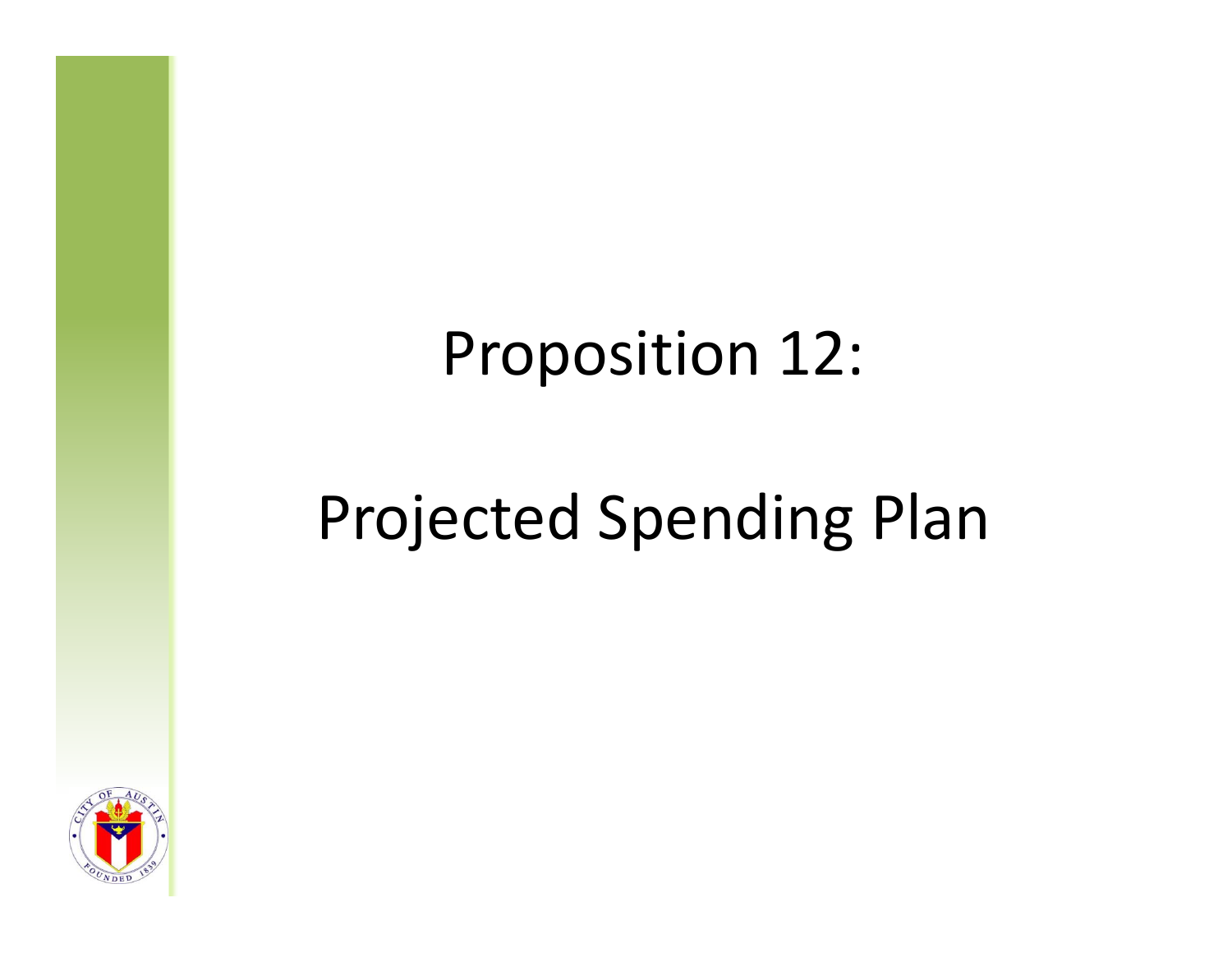# Proposition 12:

# Projected Spending Plan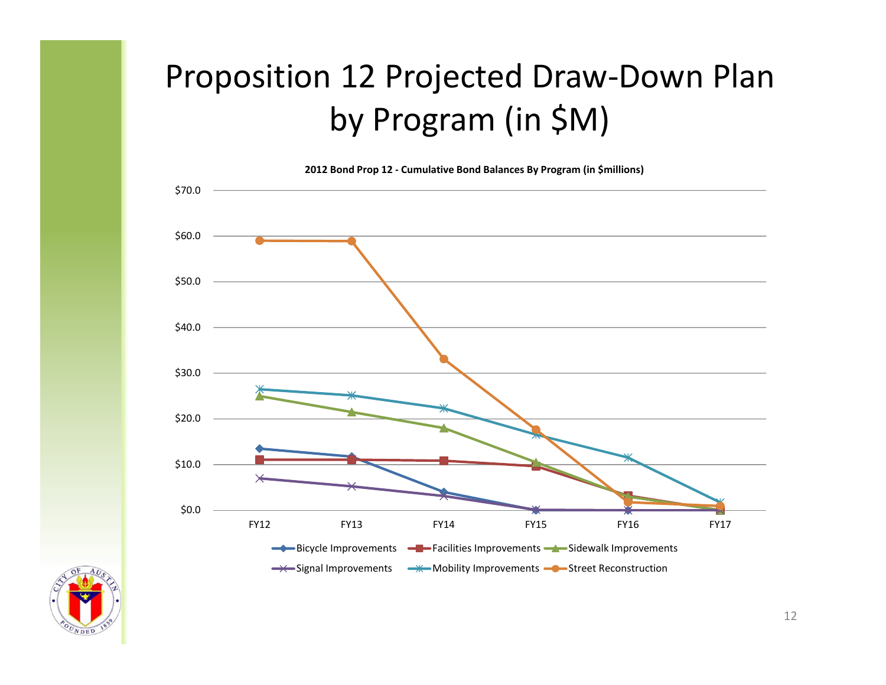# Proposition 12 Projected Draw-Down Plan by Program (in $M)

**2012 Bond Prop 12 - Cumulative Bond Balances By Program (in $millions)**

$70.0
$60.0
$50.0
$40.0
$30.0
$20.0
$10.0
$0.0

FY12 FY13 FY14 FY15 FY16 FY17

Bicycle Improvements | Facilities Improvements | Sidewalk Improvements | Signal Improvements | Mobility Improvements | Street Reconstruction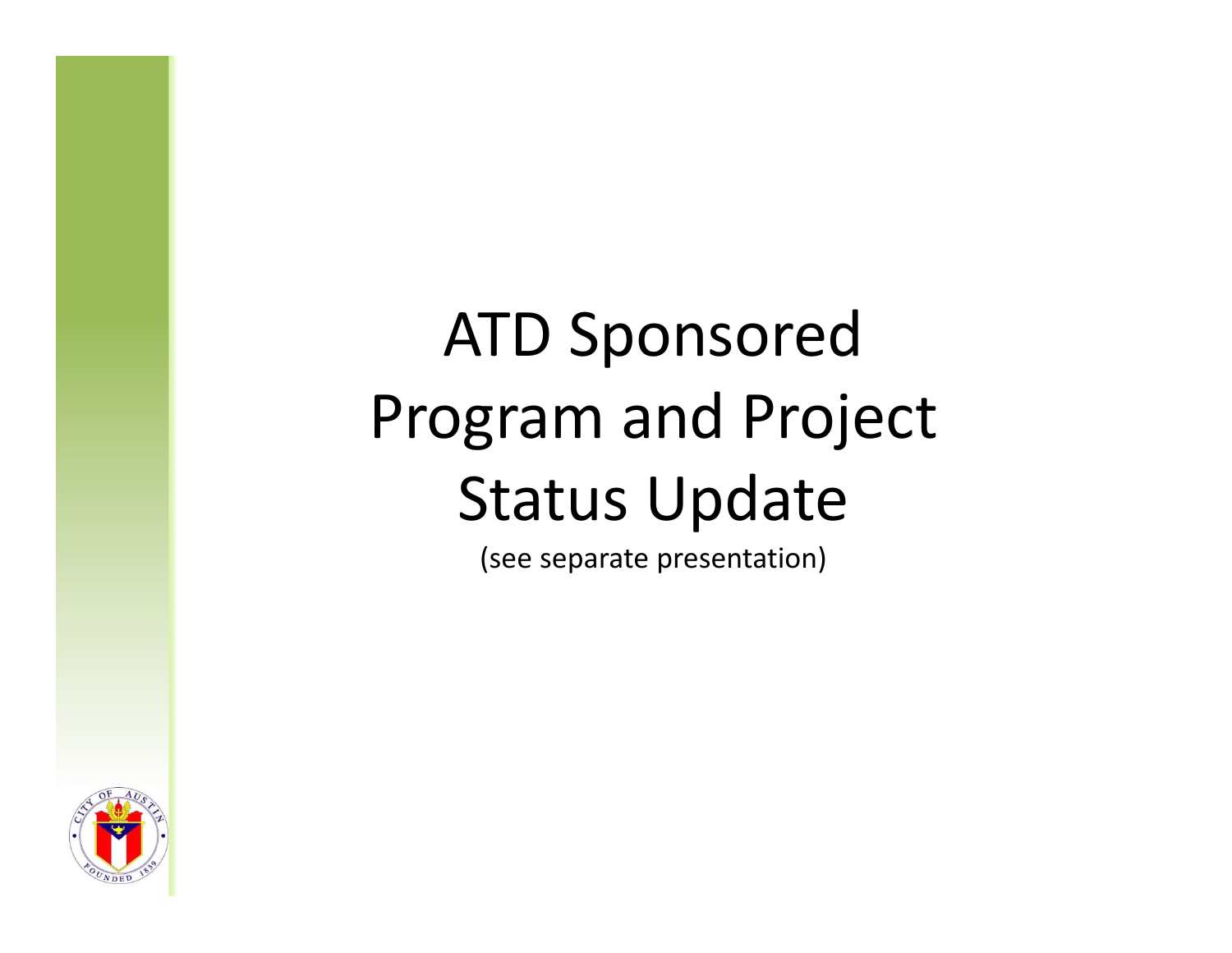# ATD Sponsored Program and Project Status Update

(see separate presentation)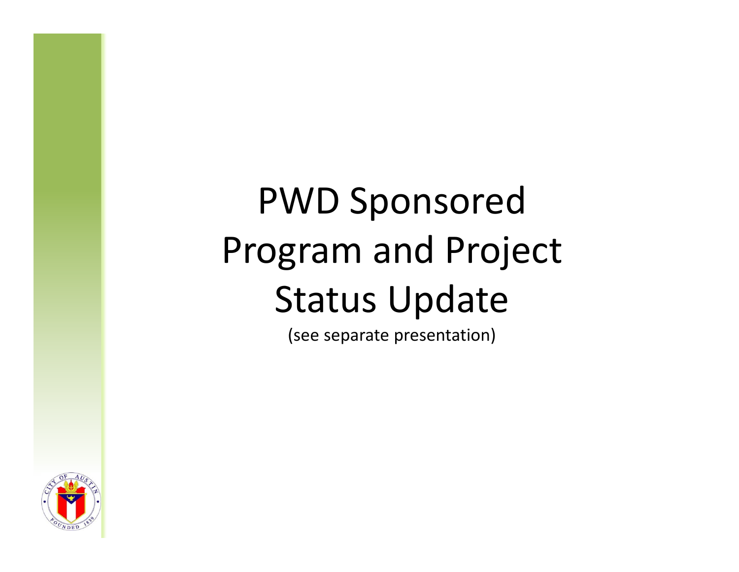# PWD Sponsored Program and Project Status Update

(see separate presentation)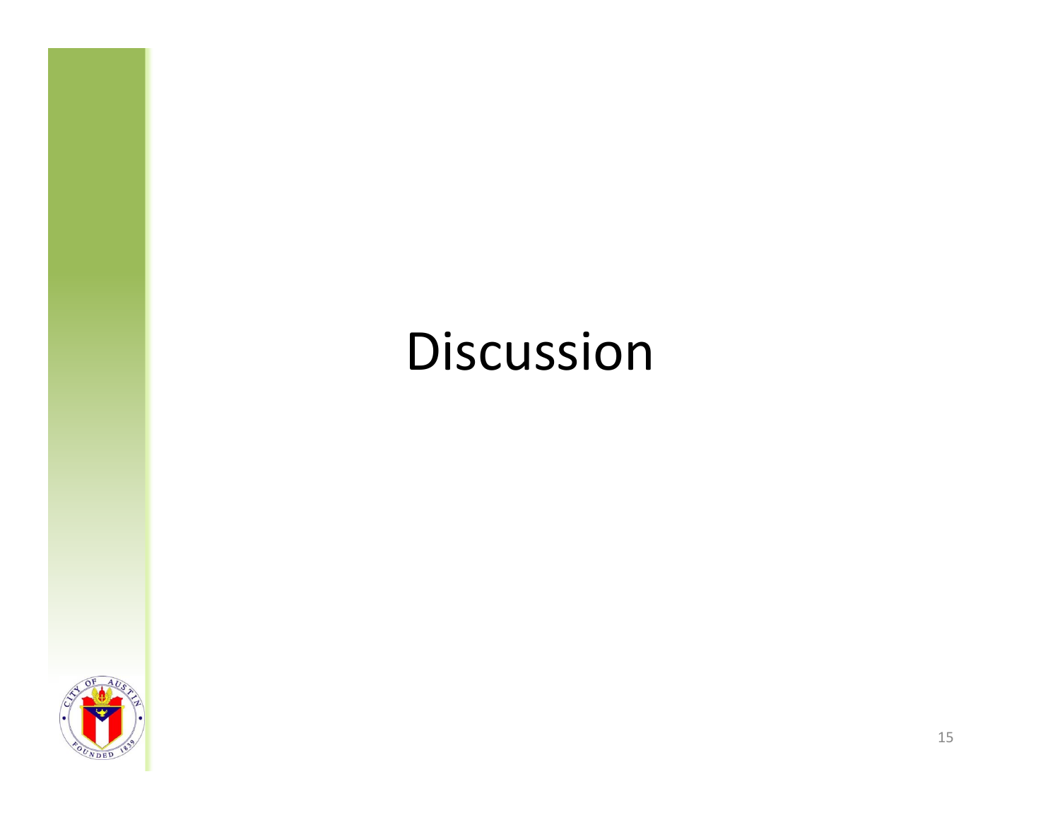# Discussion